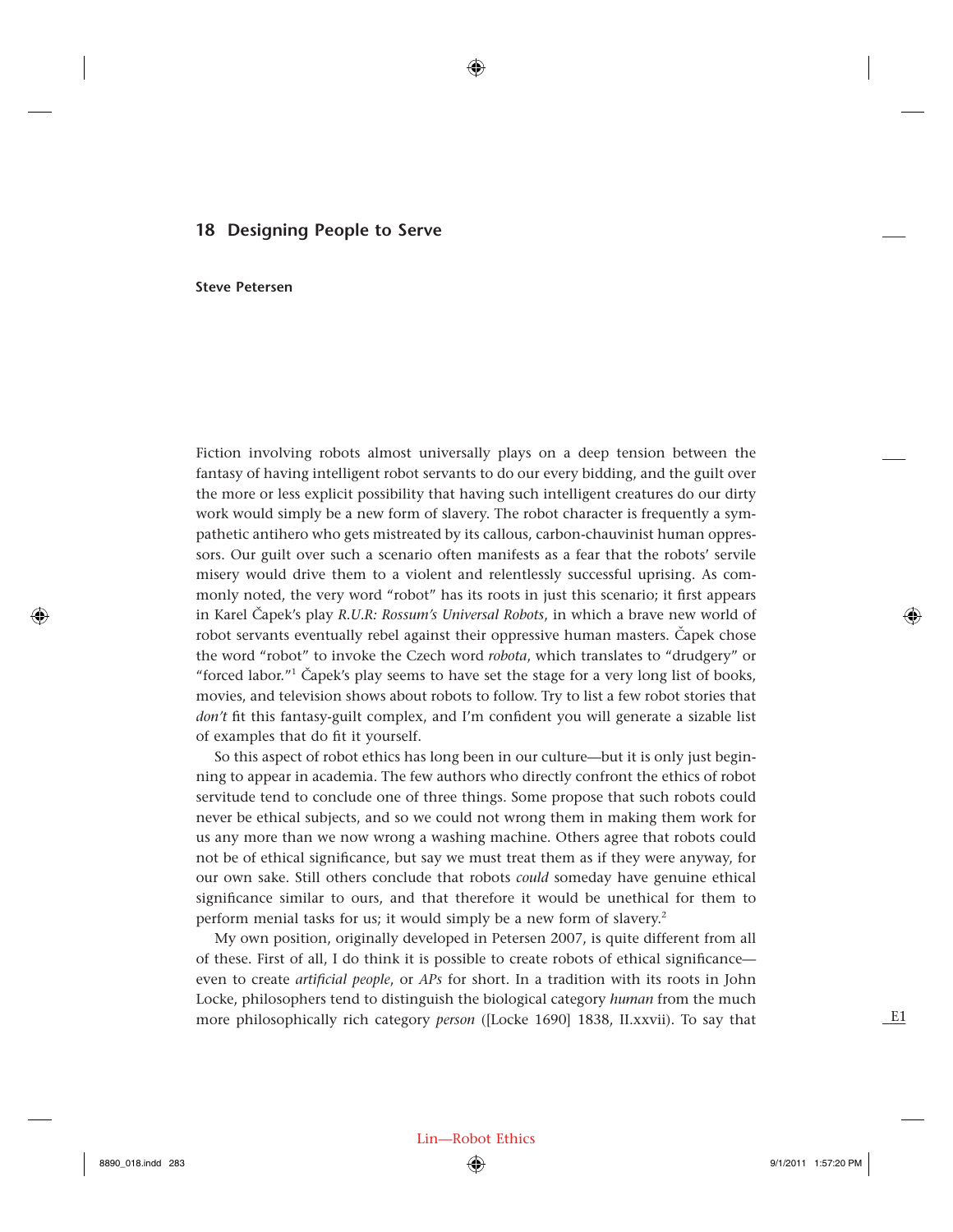# 18 Designing People to Serve

**Steve Petersen**

Fiction involving robots almost universally plays on a deep tension between the fantasy of having intelligent robot servants to do our every bidding, and the guilt over the more or less explicit possibility that having such intelligent creatures do our dirty work would simply be a new form of slavery. The robot character is frequently a sympathetic antihero who gets mistreated by its callous, carbon-chauvinist human oppressors. Our guilt over such a scenario often manifests as a fear that the robots' servile misery would drive them to a violent and relentlessly successful uprising. As commonly noted, the very word "robot" has its roots in just this scenario; it first appears in Karel Čapek's play *R.U.R: Rossum's Universal Robots*, in which a brave new world of robot servants eventually rebel against their oppressive human masters. Čapek chose the word "robot" to invoke the Czech word *robota*, which translates to "drudgery" or "forced labor."[1] Čapek's play seems to have set the stage for a very long list of books, movies, and television shows about robots to follow. Try to list a few robot stories that *don't* fit this fantasy-guilt complex, and I'm confident you will generate a sizable list of examples that do fit it yourself.

So this aspect of robot ethics has long been in our culture—but it is only just beginning to appear in academia. The few authors who directly confront the ethics of robot servitude tend to conclude one of three things. Some propose that such robots could never be ethical subjects, and so we could not wrong them in making them work for us any more than we now wrong a washing machine. Others agree that robots could not be of ethical significance, but say we must treat them as if they were anyway, for our own sake. Still others conclude that robots *could* someday have genuine ethical significance similar to ours, and that therefore it would be unethical for them to perform menial tasks for us; it would simply be a new form of slavery.[2]

My own position, originally developed in Petersen 2007, is quite different from all of these. First of all, I do think it is possible to create robots of ethical significance—even to create *artificial people*, or *APs* for short. In a tradition with its roots in John Locke, philosophers tend to distinguish the biological category *human* from the much more philosophically rich category *person* ([Locke 1690] 1838, II.xxvii). To say that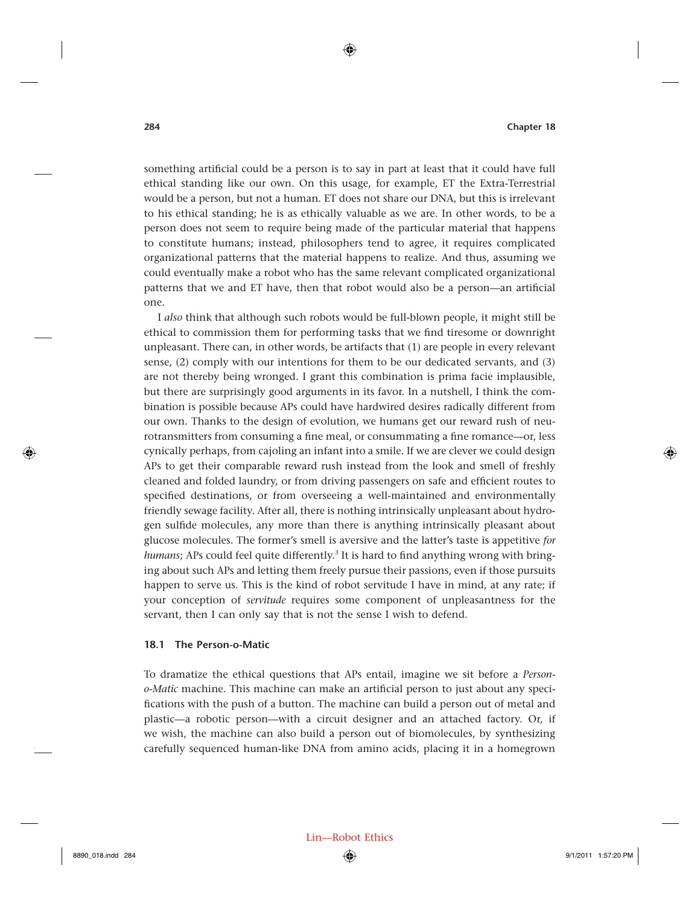something artificial could be a person is to say in part at least that it could have full ethical standing like our own. On this usage, for example, ET the Extra-Terrestrial would be a person, but not a human. ET does not share our DNA, but this is irrelevant to his ethical standing; he is as ethically valuable as we are. In other words, to be a person does not seem to require being made of the particular material that happens to constitute humans; instead, philosophers tend to agree, it requires complicated organizational patterns that the material happens to realize. And thus, assuming we could eventually make a robot who has the same relevant complicated organizational patterns that we and ET have, then that robot would also be a person—an artificial one.

I *also* think that although such robots would be full-blown people, it might still be ethical to commission them for performing tasks that we find tiresome or downright unpleasant. There can, in other words, be artifacts that (1) are people in every relevant sense, (2) comply with our intentions for them to be our dedicated servants, and (3) are not thereby being wronged. I grant this combination is prima facie implausible, but there are surprisingly good arguments in its favor. In a nutshell, I think the combination is possible because APs could have hardwired desires radically different from our own. Thanks to the design of evolution, we humans get our reward rush of neurotransmitters from consuming a fine meal, or consummating a fine romance—or, less cynically perhaps, from cajoling an infant into a smile. If we are clever we could design APs to get their comparable reward rush instead from the look and smell of freshly cleaned and folded laundry, or from driving passengers on safe and efficient routes to specified destinations, or from overseeing a well-maintained and environmentally friendly sewage facility. After all, there is nothing intrinsically unpleasant about hydrogen sulfide molecules, any more than there is anything intrinsically pleasant about glucose molecules. The former's smell is aversive and the latter's taste is appetitive *for humans*; APs could feel quite differently.[3] It is hard to find anything wrong with bringing about such APs and letting them freely pursue their passions, even if those pursuits happen to serve us. This is the kind of robot servitude I have in mind, at any rate; if your conception of *servitude* requires some component of unpleasantness for the servant, then I can only say that is not the sense I wish to defend.

## 18.1 The Person-o-Matic

To dramatize the ethical questions that APs entail, imagine we sit before a *Person-o-Matic* machine. This machine can make an artificial person to just about any specifications with the push of a button. The machine can build a person out of metal and plastic—a robotic person—with a circuit designer and an attached factory. Or, if we wish, the machine can also build a person out of biomolecules, by synthesizing carefully sequenced human-like DNA from amino acids, placing it in a homegrown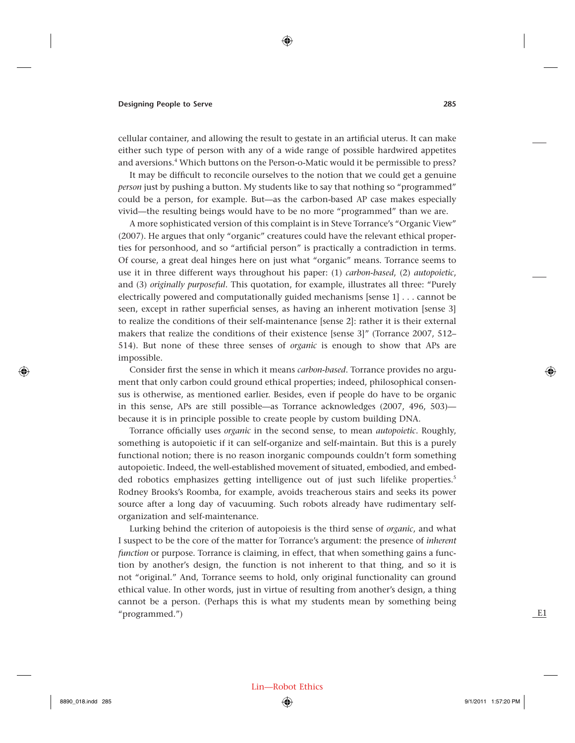cellular container, and allowing the result to gestate in an artificial uterus. It can make either such type of person with any of a wide range of possible hardwired appetites and aversions.[4] Which buttons on the Person-o-Matic would it be permissible to press?

It may be difficult to reconcile ourselves to the notion that we could get a genuine *person* just by pushing a button. My students like to say that nothing so "programmed" could be a person, for example. But—as the carbon-based AP case makes especially vivid—the resulting beings would have to be no more "programmed" than we are.

A more sophisticated version of this complaint is in Steve Torrance's "Organic View" (2007). He argues that only "organic" creatures could have the relevant ethical properties for personhood, and so "artificial person" is practically a contradiction in terms. Of course, a great deal hinges here on just what "organic" means. Torrance seems to use it in three different ways throughout his paper: (1) *carbon-based*, (2) *autopoietic*, and (3) *originally purposeful*. This quotation, for example, illustrates all three: "Purely electrically powered and computationally guided mechanisms [sense 1] . . . cannot be seen, except in rather superficial senses, as having an inherent motivation [sense 3] to realize the conditions of their self-maintenance [sense 2]: rather it is their external makers that realize the conditions of their existence [sense 3]" (Torrance 2007, 512–514). But none of these three senses of *organic* is enough to show that APs are impossible.

Consider first the sense in which it means *carbon-based*. Torrance provides no argument that only carbon could ground ethical properties; indeed, philosophical consensus is otherwise, as mentioned earlier. Besides, even if people do have to be organic in this sense, APs are still possible—as Torrance acknowledges (2007, 496, 503)—because it is in principle possible to create people by custom building DNA.

Torrance officially uses *organic* in the second sense, to mean *autopoietic*. Roughly, something is autopoietic if it can self-organize and self-maintain. But this is a purely functional notion; there is no reason inorganic compounds couldn't form something autopoietic. Indeed, the well-established movement of situated, embodied, and embedded robotics emphasizes getting intelligence out of just such lifelike properties.[5] Rodney Brooks's Roomba, for example, avoids treacherous stairs and seeks its power source after a long day of vacuuming. Such robots already have rudimentary self-organization and self-maintenance.

Lurking behind the criterion of autopoiesis is the third sense of *organic*, and what I suspect to be the core of the matter for Torrance's argument: the presence of *inherent function* or purpose. Torrance is claiming, in effect, that when something gains a function by another's design, the function is not inherent to that thing, and so it is not "original." And, Torrance seems to hold, only original functionality can ground ethical value. In other words, just in virtue of resulting from another's design, a thing cannot be a person. (Perhaps this is what my students mean by something being "programmed.")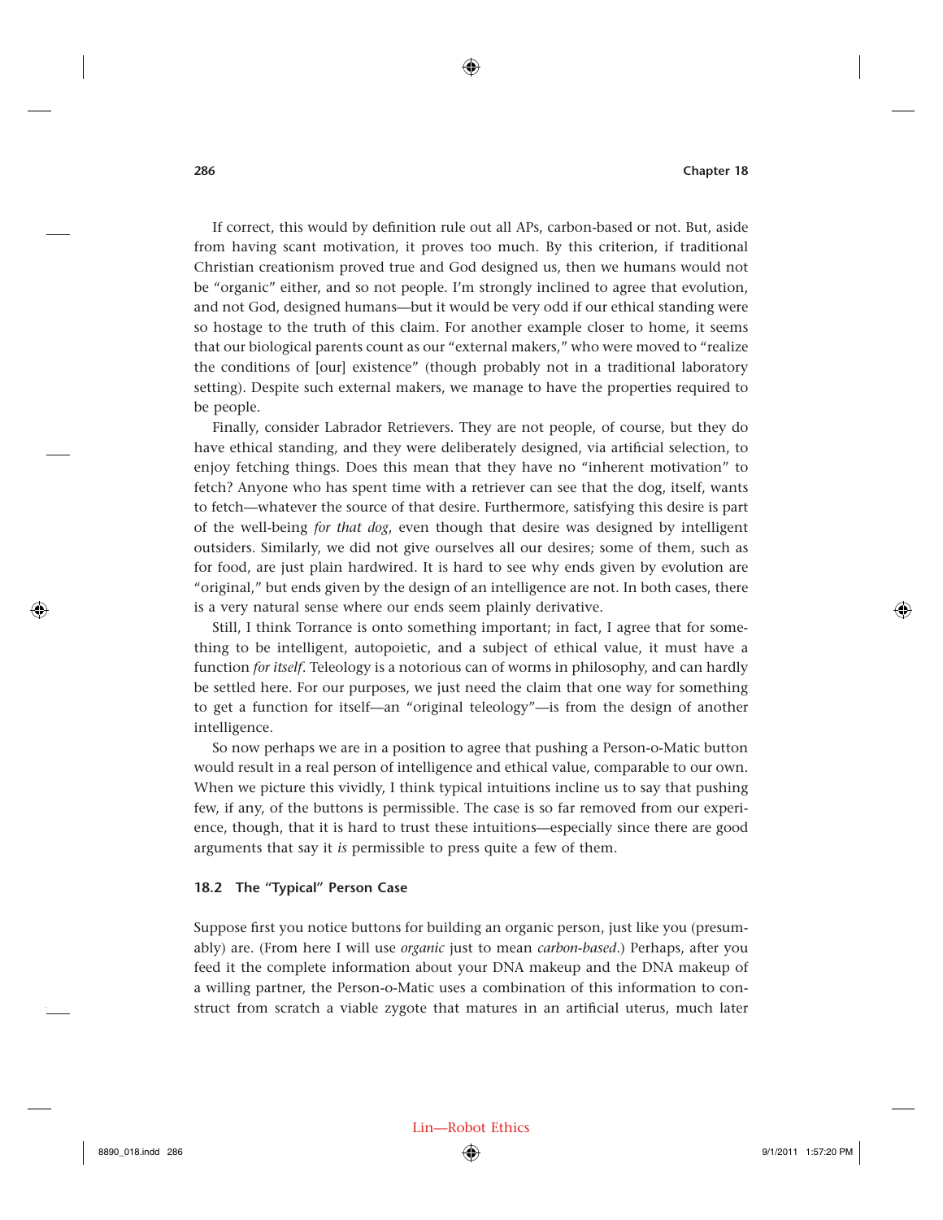If correct, this would by definition rule out all APs, carbon-based or not. But, aside from having scant motivation, it proves too much. By this criterion, if traditional Christian creationism proved true and God designed us, then we humans would not be "organic" either, and so not people. I'm strongly inclined to agree that evolution, and not God, designed humans—but it would be very odd if our ethical standing were so hostage to the truth of this claim. For another example closer to home, it seems that our biological parents count as our "external makers," who were moved to "realize the conditions of [our] existence" (though probably not in a traditional laboratory setting). Despite such external makers, we manage to have the properties required to be people.

Finally, consider Labrador Retrievers. They are not people, of course, but they do have ethical standing, and they were deliberately designed, via artificial selection, to enjoy fetching things. Does this mean that they have no "inherent motivation" to fetch? Anyone who has spent time with a retriever can see that the dog, itself, wants to fetch—whatever the source of that desire. Furthermore, satisfying this desire is part of the well-being *for that dog*, even though that desire was designed by intelligent outsiders. Similarly, we did not give ourselves all our desires; some of them, such as for food, are just plain hardwired. It is hard to see why ends given by evolution are "original," but ends given by the design of an intelligence are not. In both cases, there is a very natural sense where our ends seem plainly derivative.

Still, I think Torrance is onto something important; in fact, I agree that for something to be intelligent, autopoietic, and a subject of ethical value, it must have a function *for itself*. Teleology is a notorious can of worms in philosophy, and can hardly be settled here. For our purposes, we just need the claim that one way for something to get a function for itself—an "original teleology"—is from the design of another intelligence.

So now perhaps we are in a position to agree that pushing a Person-o-Matic button would result in a real person of intelligence and ethical value, comparable to our own. When we picture this vividly, I think typical intuitions incline us to say that pushing few, if any, of the buttons is permissible. The case is so far removed from our experience, though, that it is hard to trust these intuitions—especially since there are good arguments that say it *is* permissible to press quite a few of them.

## 18.2 The "Typical" Person Case

Suppose first you notice buttons for building an organic person, just like you (presumably) are. (From here I will use *organic* just to mean *carbon-based*.) Perhaps, after you feed it the complete information about your DNA makeup and the DNA makeup of a willing partner, the Person-o-Matic uses a combination of this information to construct from scratch a viable zygote that matures in an artificial uterus, much later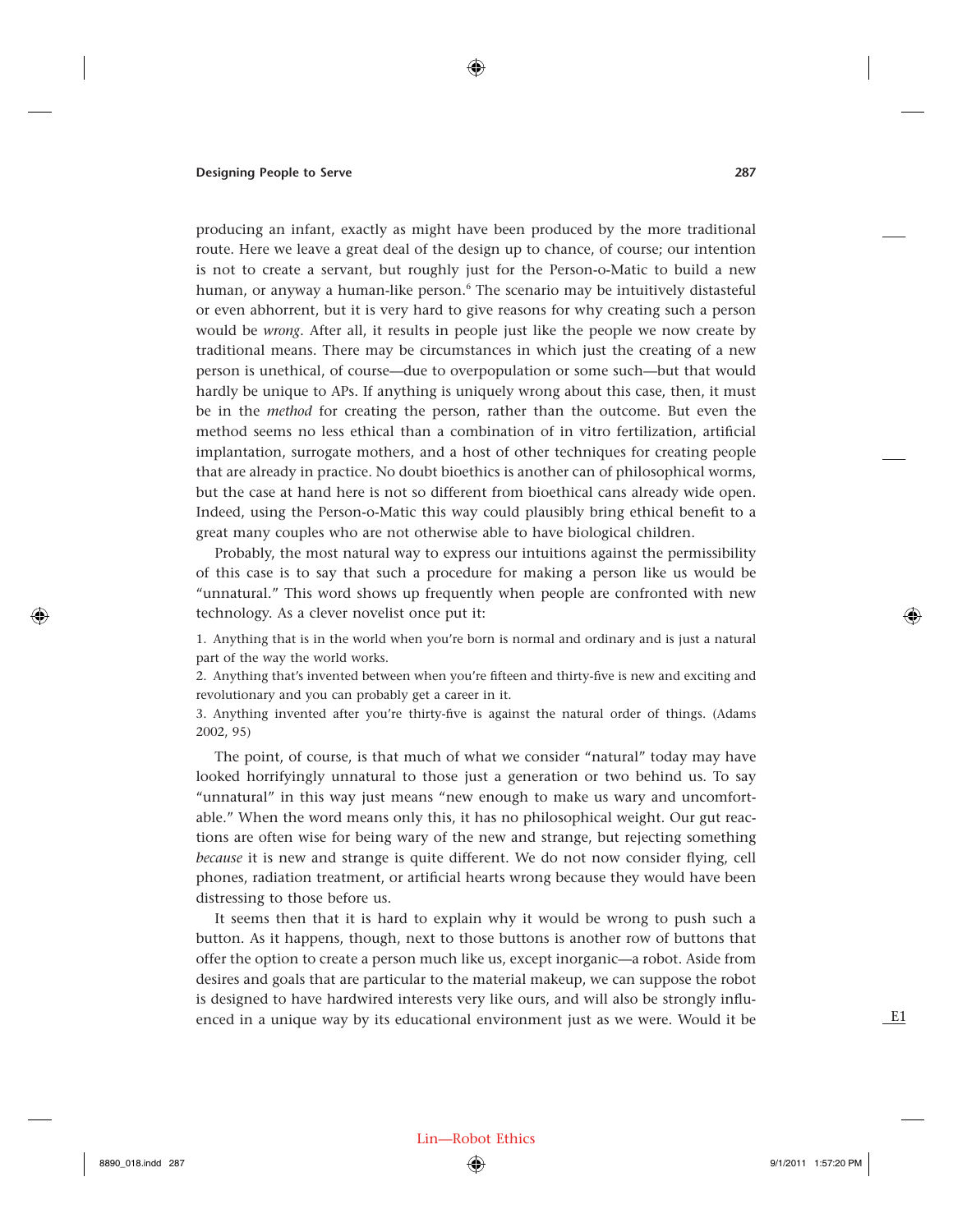producing an infant, exactly as might have been produced by the more traditional route. Here we leave a great deal of the design up to chance, of course; our intention is not to create a servant, but roughly just for the Person-o-Matic to build a new human, or anyway a human-like person.[6] The scenario may be intuitively distasteful or even abhorrent, but it is very hard to give reasons for why creating such a person would be *wrong*. After all, it results in people just like the people we now create by traditional means. There may be circumstances in which just the creating of a new person is unethical, of course—due to overpopulation or some such—but that would hardly be unique to APs. If anything is uniquely wrong about this case, then, it must be in the *method* for creating the person, rather than the outcome. But even the method seems no less ethical than a combination of in vitro fertilization, artificial implantation, surrogate mothers, and a host of other techniques for creating people that are already in practice. No doubt bioethics is another can of philosophical worms, but the case at hand here is not so different from bioethical cans already wide open. Indeed, using the Person-o-Matic this way could plausibly bring ethical benefit to a great many couples who are not otherwise able to have biological children.

Probably, the most natural way to express our intuitions against the permissibility of this case is to say that such a procedure for making a person like us would be "unnatural." This word shows up frequently when people are confronted with new technology. As a clever novelist once put it:

1. Anything that is in the world when you're born is normal and ordinary and is just a natural part of the way the world works.
2. Anything that's invented between when you're fifteen and thirty-five is new and exciting and revolutionary and you can probably get a career in it.
3. Anything invented after you're thirty-five is against the natural order of things. (Adams 2002, 95)

The point, of course, is that much of what we consider "natural" today may have looked horrifyingly unnatural to those just a generation or two behind us. To say "unnatural" in this way just means "new enough to make us wary and uncomfortable." When the word means only this, it has no philosophical weight. Our gut reactions are often wise for being wary of the new and strange, but rejecting something *because* it is new and strange is quite different. We do not now consider flying, cell phones, radiation treatment, or artificial hearts wrong because they would have been distressing to those before us.

It seems then that it is hard to explain why it would be wrong to push such a button. As it happens, though, next to those buttons is another row of buttons that offer the option to create a person much like us, except inorganic—a robot. Aside from desires and goals that are particular to the material makeup, we can suppose the robot is designed to have hardwired interests very like ours, and will also be strongly influenced in a unique way by its educational environment just as we were. Would it be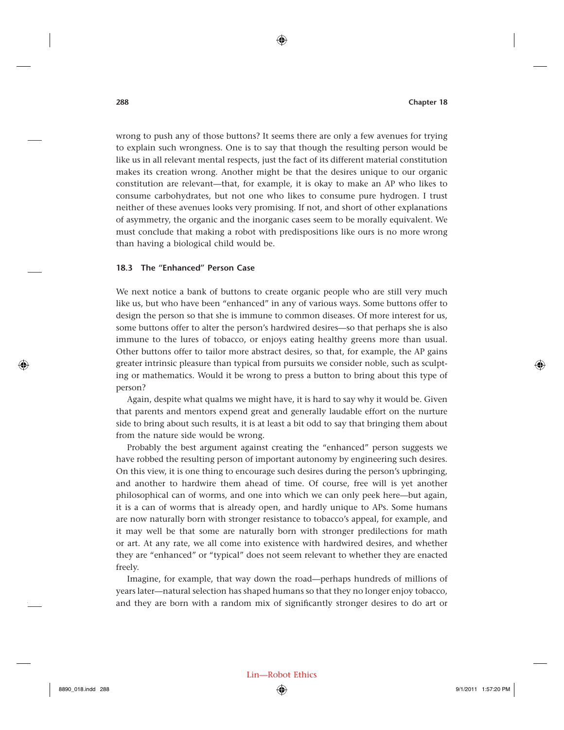wrong to push any of those buttons? It seems there are only a few avenues for trying to explain such wrongness. One is to say that though the resulting person would be like us in all relevant mental respects, just the fact of its different material constitution makes its creation wrong. Another might be that the desires unique to our organic constitution are relevant—that, for example, it is okay to make an AP who likes to consume carbohydrates, but not one who likes to consume pure hydrogen. I trust neither of these avenues looks very promising. If not, and short of other explanations of asymmetry, the organic and the inorganic cases seem to be morally equivalent. We must conclude that making a robot with predispositions like ours is no more wrong than having a biological child would be.

### 18.3 The "Enhanced" Person Case

We next notice a bank of buttons to create organic people who are still very much like us, but who have been "enhanced" in any of various ways. Some buttons offer to design the person so that she is immune to common diseases. Of more interest for us, some buttons offer to alter the person's hardwired desires—so that perhaps she is also immune to the lures of tobacco, or enjoys eating healthy greens more than usual. Other buttons offer to tailor more abstract desires, so that, for example, the AP gains greater intrinsic pleasure than typical from pursuits we consider noble, such as sculpting or mathematics. Would it be wrong to press a button to bring about this type of person?

Again, despite what qualms we might have, it is hard to say why it would be. Given that parents and mentors expend great and generally laudable effort on the nurture side to bring about such results, it is at least a bit odd to say that bringing them about from the nature side would be wrong.

Probably the best argument against creating the "enhanced" person suggests we have robbed the resulting person of important autonomy by engineering such desires. On this view, it is one thing to encourage such desires during the person's upbringing, and another to hardwire them ahead of time. Of course, free will is yet another philosophical can of worms, and one into which we can only peek here—but again, it is a can of worms that is already open, and hardly unique to APs. Some humans are now naturally born with stronger resistance to tobacco's appeal, for example, and it may well be that some are naturally born with stronger predilections for math or art. At any rate, we all come into existence with hardwired desires, and whether they are "enhanced" or "typical" does not seem relevant to whether they are enacted freely.

Imagine, for example, that way down the road—perhaps hundreds of millions of years later—natural selection has shaped humans so that they no longer enjoy tobacco, and they are born with a random mix of significantly stronger desires to do art or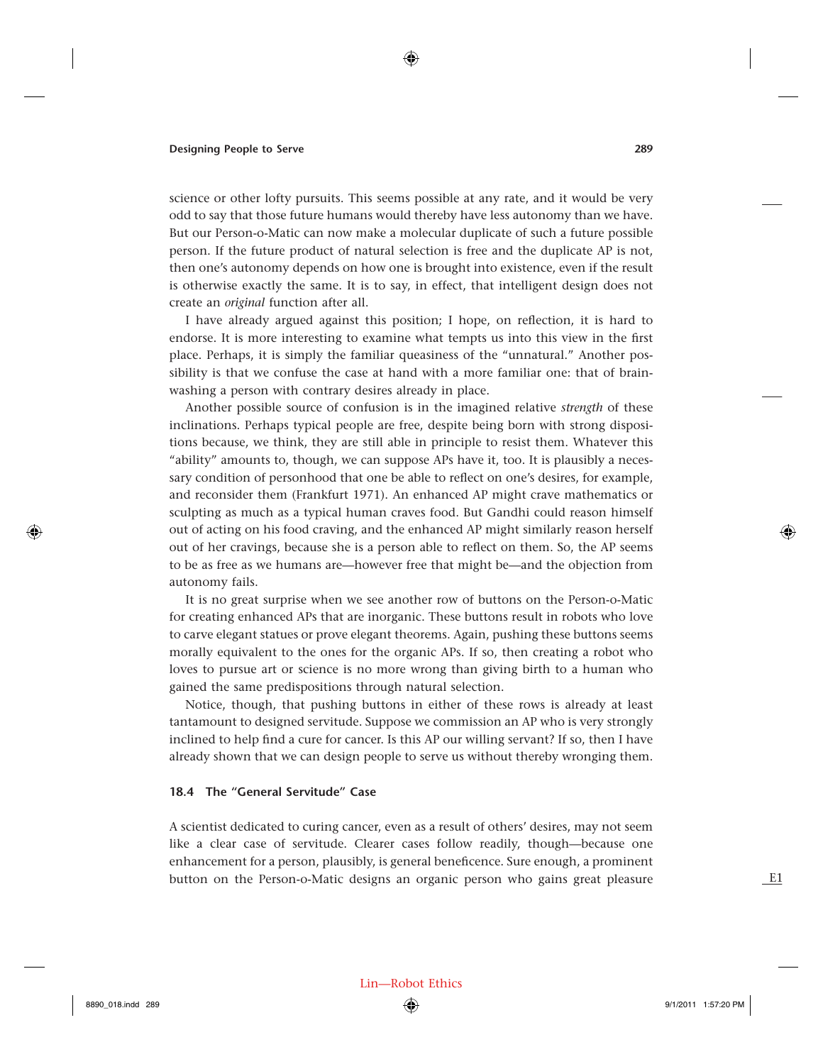science or other lofty pursuits. This seems possible at any rate, and it would be very odd to say that those future humans would thereby have less autonomy than we have. But our Person-o-Matic can now make a molecular duplicate of such a future possible person. If the future product of natural selection is free and the duplicate AP is not, then one's autonomy depends on how one is brought into existence, even if the result is otherwise exactly the same. It is to say, in effect, that intelligent design does not create an *original* function after all.

I have already argued against this position; I hope, on reflection, it is hard to endorse. It is more interesting to examine what tempts us into this view in the first place. Perhaps, it is simply the familiar queasiness of the "unnatural." Another possibility is that we confuse the case at hand with a more familiar one: that of brainwashing a person with contrary desires already in place.

Another possible source of confusion is in the imagined relative *strength* of these inclinations. Perhaps typical people are free, despite being born with strong dispositions because, we think, they are still able in principle to resist them. Whatever this "ability" amounts to, though, we can suppose APs have it, too. It is plausibly a necessary condition of personhood that one be able to reflect on one's desires, for example, and reconsider them (Frankfurt 1971). An enhanced AP might crave mathematics or sculpting as much as a typical human craves food. But Gandhi could reason himself out of acting on his food craving, and the enhanced AP might similarly reason herself out of her cravings, because she is a person able to reflect on them. So, the AP seems to be as free as we humans are—however free that might be—and the objection from autonomy fails.

It is no great surprise when we see another row of buttons on the Person-o-Matic for creating enhanced APs that are inorganic. These buttons result in robots who love to carve elegant statues or prove elegant theorems. Again, pushing these buttons seems morally equivalent to the ones for the organic APs. If so, then creating a robot who loves to pursue art or science is no more wrong than giving birth to a human who gained the same predispositions through natural selection.

Notice, though, that pushing buttons in either of these rows is already at least tantamount to designed servitude. Suppose we commission an AP who is very strongly inclined to help find a cure for cancer. Is this AP our willing servant? If so, then I have already shown that we can design people to serve us without thereby wronging them.

## 18.4 The "General Servitude" Case

A scientist dedicated to curing cancer, even as a result of others' desires, may not seem like a clear case of servitude. Clearer cases follow readily, though—because one enhancement for a person, plausibly, is general beneficence. Sure enough, a prominent button on the Person-o-Matic designs an organic person who gains great pleasure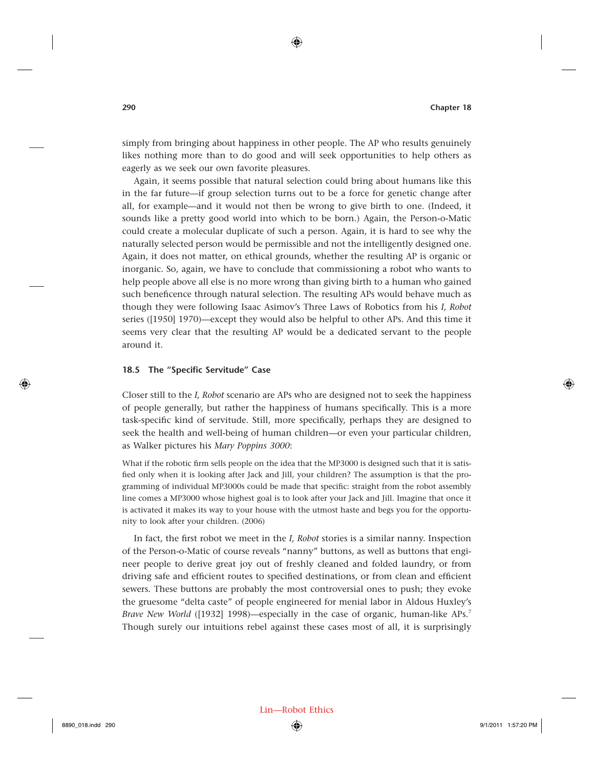simply from bringing about happiness in other people. The AP who results genuinely likes nothing more than to do good and will seek opportunities to help others as eagerly as we seek our own favorite pleasures.

Again, it seems possible that natural selection could bring about humans like this in the far future—if group selection turns out to be a force for genetic change after all, for example—and it would not then be wrong to give birth to one. (Indeed, it sounds like a pretty good world into which to be born.) Again, the Person-o-Matic could create a molecular duplicate of such a person. Again, it is hard to see why the naturally selected person would be permissible and not the intelligently designed one. Again, it does not matter, on ethical grounds, whether the resulting AP is organic or inorganic. So, again, we have to conclude that commissioning a robot who wants to help people above all else is no more wrong than giving birth to a human who gained such beneficence through natural selection. The resulting APs would behave much as though they were following Isaac Asimov's Three Laws of Robotics from his *I, Robot* series ([1950] 1970)—except they would also be helpful to other APs. And this time it seems very clear that the resulting AP would be a dedicated servant to the people around it.

### 18.5 The "Specific Servitude" Case

Closer still to the *I, Robot* scenario are APs who are designed not to seek the happiness of people generally, but rather the happiness of humans specifically. This is a more task-specific kind of servitude. Still, more specifically, perhaps they are designed to seek the health and well-being of human children—or even your particular children, as Walker pictures his *Mary Poppins 3000*:

> What if the robotic firm sells people on the idea that the MP3000 is designed such that it is satisfied only when it is looking after Jack and Jill, your children? The assumption is that the programming of individual MP3000s could be made that specific: straight from the robot assembly line comes a MP3000 whose highest goal is to look after your Jack and Jill. Imagine that once it is activated it makes its way to your house with the utmost haste and begs you for the opportunity to look after your children. (2006)

In fact, the first robot we meet in the *I, Robot* stories is a similar nanny. Inspection of the Person-o-Matic of course reveals "nanny" buttons, as well as buttons that engineer people to derive great joy out of freshly cleaned and folded laundry, or from driving safe and efficient routes to specified destinations, or from clean and efficient sewers. These buttons are probably the most controversial ones to push; they evoke the gruesome "delta caste" of people engineered for menial labor in Aldous Huxley's *Brave New World* ([1932] 1998)—especially in the case of organic, human-like APs.[7] Though surely our intuitions rebel against these cases most of all, it is surprisingly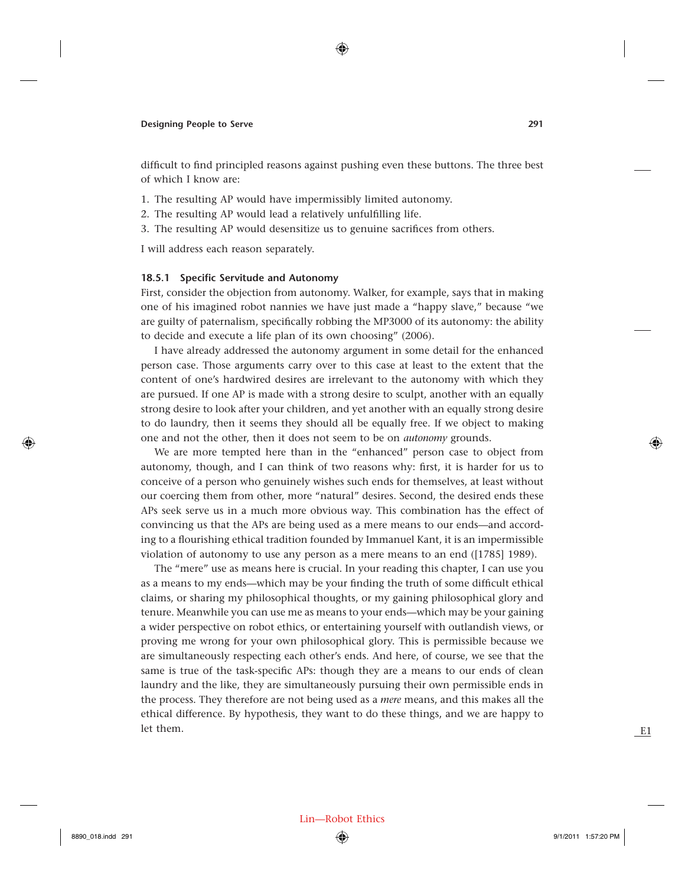difficult to find principled reasons against pushing even these buttons. The three best of which I know are:

1. The resulting AP would have impermissibly limited autonomy.
2. The resulting AP would lead a relatively unfulfilling life.
3. The resulting AP would desensitize us to genuine sacrifices from others.

I will address each reason separately.

### 18.5.1 Specific Servitude and Autonomy

First, consider the objection from autonomy. Walker, for example, says that in making one of his imagined robot nannies we have just made a "happy slave," because "we are guilty of paternalism, specifically robbing the MP3000 of its autonomy: the ability to decide and execute a life plan of its own choosing" (2006).

I have already addressed the autonomy argument in some detail for the enhanced person case. Those arguments carry over to this case at least to the extent that the content of one's hardwired desires are irrelevant to the autonomy with which they are pursued. If one AP is made with a strong desire to sculpt, another with an equally strong desire to look after your children, and yet another with an equally strong desire to do laundry, then it seems they should all be equally free. If we object to making one and not the other, then it does not seem to be on *autonomy* grounds.

We are more tempted here than in the "enhanced" person case to object from autonomy, though, and I can think of two reasons why: first, it is harder for us to conceive of a person who genuinely wishes such ends for themselves, at least without our coercing them from other, more "natural" desires. Second, the desired ends these APs seek serve us in a much more obvious way. This combination has the effect of convincing us that the APs are being used as a mere means to our ends—and according to a flourishing ethical tradition founded by Immanuel Kant, it is an impermissible violation of autonomy to use any person as a mere means to an end ([1785] 1989).

The "mere" use as means here is crucial. In your reading this chapter, I can use you as a means to my ends—which may be your finding the truth of some difficult ethical claims, or sharing my philosophical thoughts, or my gaining philosophical glory and tenure. Meanwhile you can use me as means to your ends—which may be your gaining a wider perspective on robot ethics, or entertaining yourself with outlandish views, or proving me wrong for your own philosophical glory. This is permissible because we are simultaneously respecting each other's ends. And here, of course, we see that the same is true of the task-specific APs: though they are a means to our ends of clean laundry and the like, they are simultaneously pursuing their own permissible ends in the process. They therefore are not being used as a *mere* means, and this makes all the ethical difference. By hypothesis, they want to do these things, and we are happy to let them.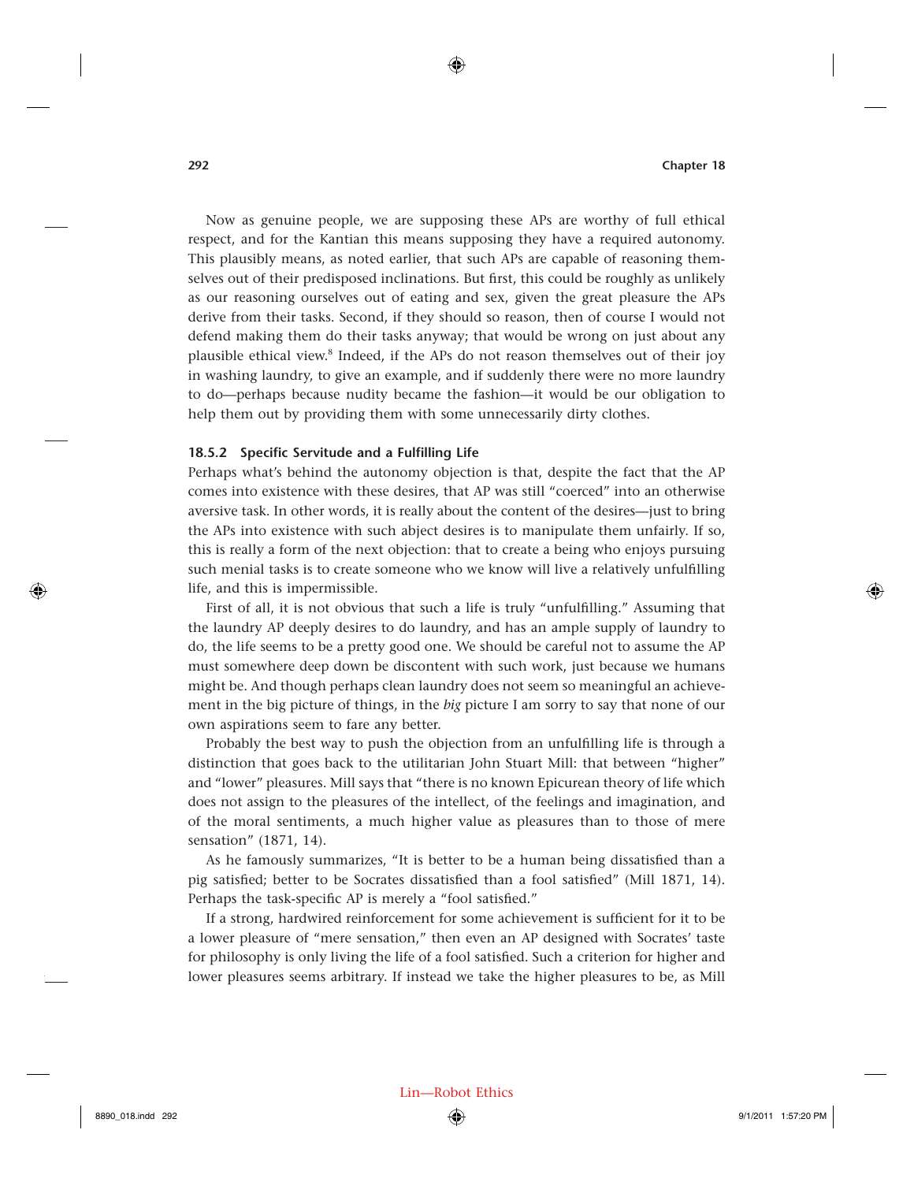Now as genuine people, we are supposing these APs are worthy of full ethical respect, and for the Kantian this means supposing they have a required autonomy. This plausibly means, as noted earlier, that such APs are capable of reasoning themselves out of their predisposed inclinations. But first, this could be roughly as unlikely as our reasoning ourselves out of eating and sex, given the great pleasure the APs derive from their tasks. Second, if they should so reason, then of course I would not defend making them do their tasks anyway; that would be wrong on just about any plausible ethical view.[8] Indeed, if the APs do not reason themselves out of their joy in washing laundry, to give an example, and if suddenly there were no more laundry to do—perhaps because nudity became the fashion—it would be our obligation to help them out by providing them with some unnecessarily dirty clothes.

### 18.5.2 Specific Servitude and a Fulfilling Life

Perhaps what's behind the autonomy objection is that, despite the fact that the AP comes into existence with these desires, that AP was still "coerced" into an otherwise aversive task. In other words, it is really about the content of the desires—just to bring the APs into existence with such abject desires is to manipulate them unfairly. If so, this is really a form of the next objection: that to create a being who enjoys pursuing such menial tasks is to create someone who we know will live a relatively unfulfilling life, and this is impermissible.

First of all, it is not obvious that such a life is truly "unfulfilling." Assuming that the laundry AP deeply desires to do laundry, and has an ample supply of laundry to do, the life seems to be a pretty good one. We should be careful not to assume the AP must somewhere deep down be discontent with such work, just because we humans might be. And though perhaps clean laundry does not seem so meaningful an achievement in the big picture of things, in the *big* picture I am sorry to say that none of our own aspirations seem to fare any better.

Probably the best way to push the objection from an unfulfilling life is through a distinction that goes back to the utilitarian John Stuart Mill: that between "higher" and "lower" pleasures. Mill says that "there is no known Epicurean theory of life which does not assign to the pleasures of the intellect, of the feelings and imagination, and of the moral sentiments, a much higher value as pleasures than to those of mere sensation" (1871, 14).

As he famously summarizes, "It is better to be a human being dissatisfied than a pig satisfied; better to be Socrates dissatisfied than a fool satisfied" (Mill 1871, 14). Perhaps the task-specific AP is merely a "fool satisfied."

If a strong, hardwired reinforcement for some achievement is sufficient for it to be a lower pleasure of "mere sensation," then even an AP designed with Socrates' taste for philosophy is only living the life of a fool satisfied. Such a criterion for higher and lower pleasures seems arbitrary. If instead we take the higher pleasures to be, as Mill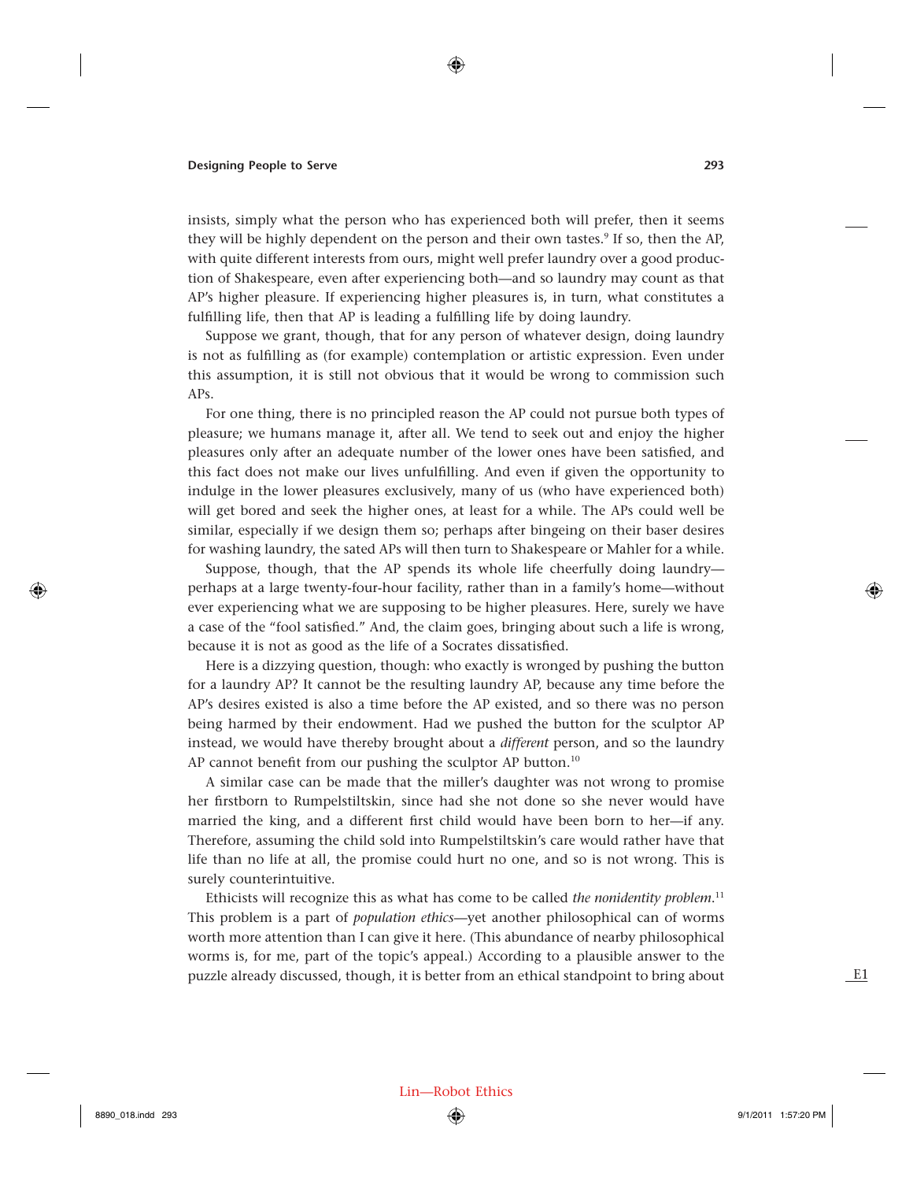insists, simply what the person who has experienced both will prefer, then it seems they will be highly dependent on the person and their own tastes.[9] If so, then the AP, with quite different interests from ours, might well prefer laundry over a good production of Shakespeare, even after experiencing both—and so laundry may count as that AP's higher pleasure. If experiencing higher pleasures is, in turn, what constitutes a fulfilling life, then that AP is leading a fulfilling life by doing laundry.

Suppose we grant, though, that for any person of whatever design, doing laundry is not as fulfilling as (for example) contemplation or artistic expression. Even under this assumption, it is still not obvious that it would be wrong to commission such APs.

For one thing, there is no principled reason the AP could not pursue both types of pleasure; we humans manage it, after all. We tend to seek out and enjoy the higher pleasures only after an adequate number of the lower ones have been satisfied, and this fact does not make our lives unfulfilling. And even if given the opportunity to indulge in the lower pleasures exclusively, many of us (who have experienced both) will get bored and seek the higher ones, at least for a while. The APs could well be similar, especially if we design them so; perhaps after bingeing on their baser desires for washing laundry, the sated APs will then turn to Shakespeare or Mahler for a while.

Suppose, though, that the AP spends its whole life cheerfully doing laundry—perhaps at a large twenty-four-hour facility, rather than in a family's home—without ever experiencing what we are supposing to be higher pleasures. Here, surely we have a case of the "fool satisfied." And, the claim goes, bringing about such a life is wrong, because it is not as good as the life of a Socrates dissatisfied.

Here is a dizzying question, though: who exactly is wronged by pushing the button for a laundry AP? It cannot be the resulting laundry AP, because any time before the AP's desires existed is also a time before the AP existed, and so there was no person being harmed by their endowment. Had we pushed the button for the sculptor AP instead, we would have thereby brought about a *different* person, and so the laundry AP cannot benefit from our pushing the sculptor AP button.[10]

A similar case can be made that the miller's daughter was not wrong to promise her firstborn to Rumpelstiltskin, since had she not done so she never would have married the king, and a different first child would have been born to her—if any. Therefore, assuming the child sold into Rumpelstiltskin's care would rather have that life than no life at all, the promise could hurt no one, and so is not wrong. This is surely counterintuitive.

Ethicists will recognize this as what has come to be called *the nonidentity problem*.[11] This problem is a part of *population ethics*—yet another philosophical can of worms worth more attention than I can give it here. (This abundance of nearby philosophical worms is, for me, part of the topic's appeal.) According to a plausible answer to the puzzle already discussed, though, it is better from an ethical standpoint to bring about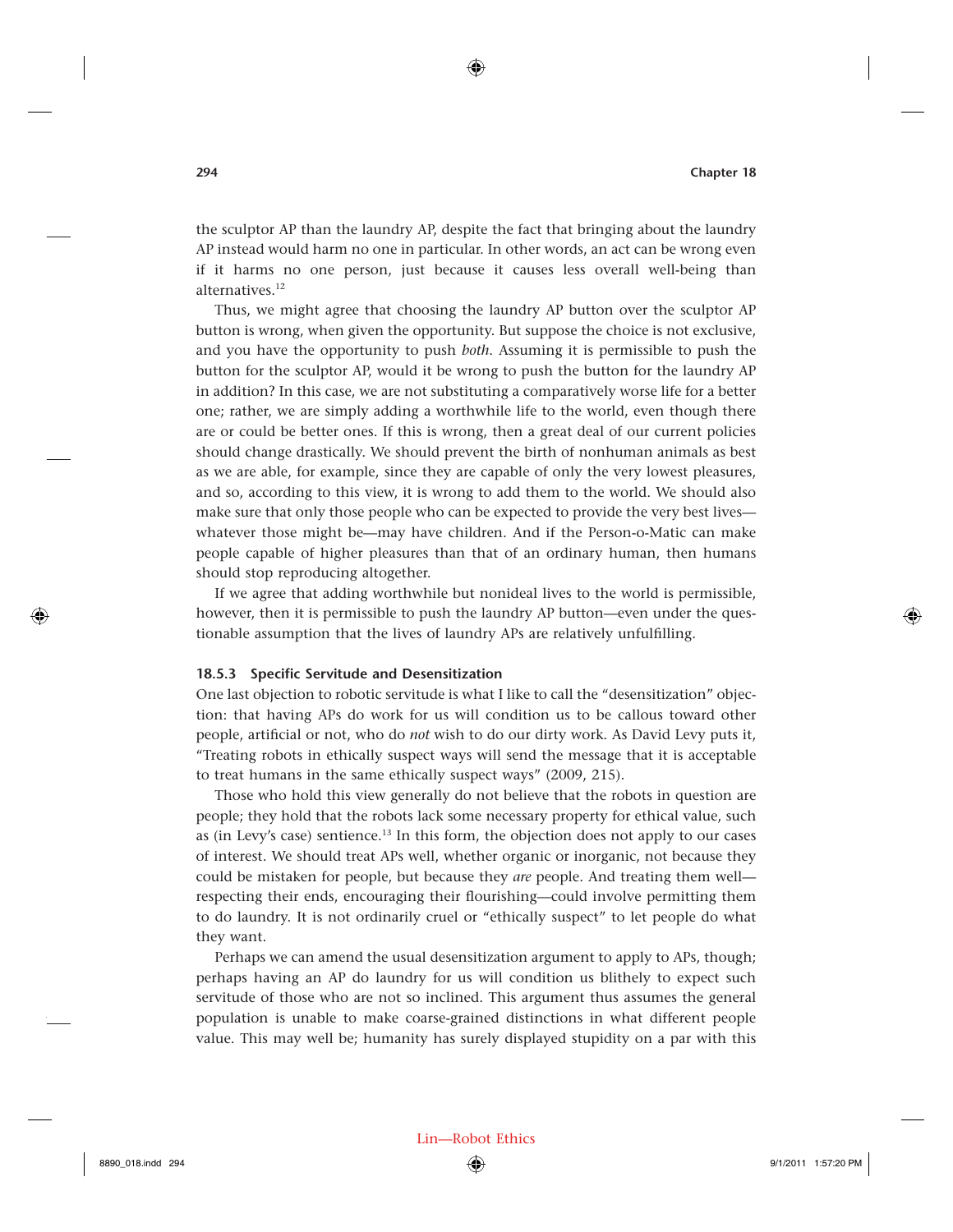the sculptor AP than the laundry AP, despite the fact that bringing about the laundry AP instead would harm no one in particular. In other words, an act can be wrong even if it harms no one person, just because it causes less overall well-being than alternatives.[12]

Thus, we might agree that choosing the laundry AP button over the sculptor AP button is wrong, when given the opportunity. But suppose the choice is not exclusive, and you have the opportunity to push *both*. Assuming it is permissible to push the button for the sculptor AP, would it be wrong to push the button for the laundry AP in addition? In this case, we are not substituting a comparatively worse life for a better one; rather, we are simply adding a worthwhile life to the world, even though there are or could be better ones. If this is wrong, then a great deal of our current policies should change drastically. We should prevent the birth of nonhuman animals as best as we are able, for example, since they are capable of only the very lowest pleasures, and so, according to this view, it is wrong to add them to the world. We should also make sure that only those people who can be expected to provide the very best lives—whatever those might be—may have children. And if the Person-o-Matic can make people capable of higher pleasures than that of an ordinary human, then humans should stop reproducing altogether.

If we agree that adding worthwhile but nonideal lives to the world is permissible, however, then it is permissible to push the laundry AP button—even under the questionable assumption that the lives of laundry APs are relatively unfulfilling.

### 18.5.3 Specific Servitude and Desensitization

One last objection to robotic servitude is what I like to call the "desensitization" objection: that having APs do work for us will condition us to be callous toward other people, artificial or not, who do *not* wish to do our dirty work. As David Levy puts it, "Treating robots in ethically suspect ways will send the message that it is acceptable to treat humans in the same ethically suspect ways" (2009, 215).

Those who hold this view generally do not believe that the robots in question are people; they hold that the robots lack some necessary property for ethical value, such as (in Levy's case) sentience.[13] In this form, the objection does not apply to our cases of interest. We should treat APs well, whether organic or inorganic, not because they could be mistaken for people, but because they *are* people. And treating them well—respecting their ends, encouraging their flourishing—could involve permitting them to do laundry. It is not ordinarily cruel or "ethically suspect" to let people do what they want.

Perhaps we can amend the usual desensitization argument to apply to APs, though; perhaps having an AP do laundry for us will condition us blithely to expect such servitude of those who are not so inclined. This argument thus assumes the general population is unable to make coarse-grained distinctions in what different people value. This may well be; humanity has surely displayed stupidity on a par with this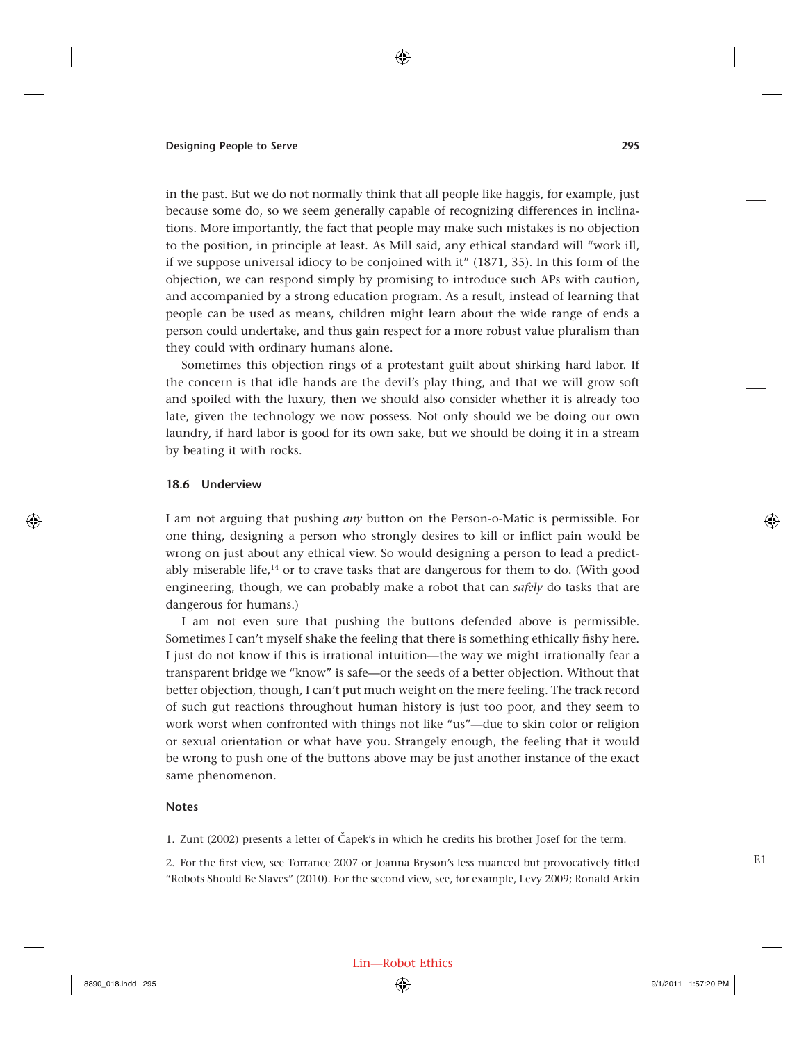in the past. But we do not normally think that all people like haggis, for example, just because some do, so we seem generally capable of recognizing differences in inclinations. More importantly, the fact that people may make such mistakes is no objection to the position, in principle at least. As Mill said, any ethical standard will "work ill, if we suppose universal idiocy to be conjoined with it" (1871, 35). In this form of the objection, we can respond simply by promising to introduce such APs with caution, and accompanied by a strong education program. As a result, instead of learning that people can be used as means, children might learn about the wide range of ends a person could undertake, and thus gain respect for a more robust value pluralism than they could with ordinary humans alone.

Sometimes this objection rings of a protestant guilt about shirking hard labor. If the concern is that idle hands are the devil's play thing, and that we will grow soft and spoiled with the luxury, then we should also consider whether it is already too late, given the technology we now possess. Not only should we be doing our own laundry, if hard labor is good for its own sake, but we should be doing it in a stream by beating it with rocks.

### 18.6 Underview

I am not arguing that pushing *any* button on the Person-o-Matic is permissible. For one thing, designing a person who strongly desires to kill or inflict pain would be wrong on just about any ethical view. So would designing a person to lead a predictably miserable life,[14] or to crave tasks that are dangerous for them to do. (With good engineering, though, we can probably make a robot that can *safely* do tasks that are dangerous for humans.)

I am not even sure that pushing the buttons defended above is permissible. Sometimes I can't myself shake the feeling that there is something ethically fishy here. I just do not know if this is irrational intuition—the way we might irrationally fear a transparent bridge we "know" is safe—or the seeds of a better objection. Without that better objection, though, I can't put much weight on the mere feeling. The track record of such gut reactions throughout human history is just too poor, and they seem to work worst when confronted with things not like "us"—due to skin color or religion or sexual orientation or what have you. Strangely enough, the feeling that it would be wrong to push one of the buttons above may be just another instance of the exact same phenomenon.

### Notes

1. Zunt (2002) presents a letter of Čapek's in which he credits his brother Josef for the term.

2. For the first view, see Torrance 2007 or Joanna Bryson's less nuanced but provocatively titled "Robots Should Be Slaves" (2010). For the second view, see, for example, Levy 2009; Ronald Arkin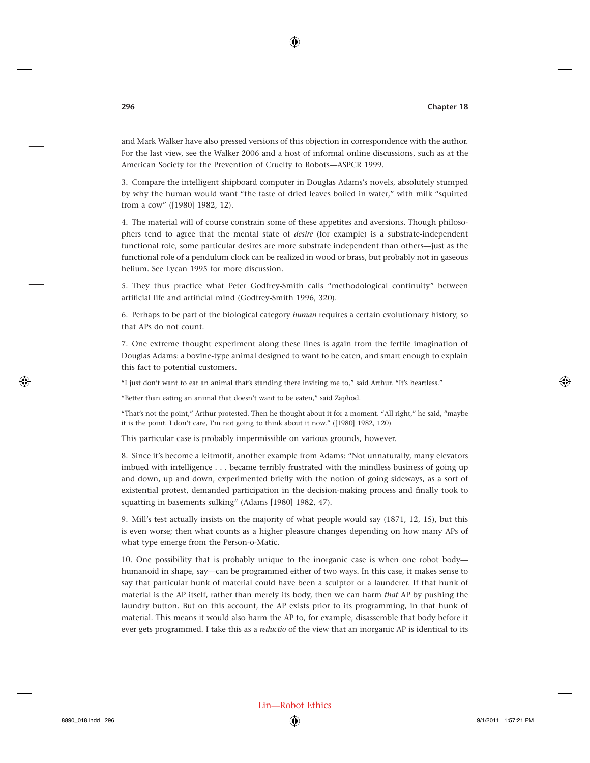and Mark Walker have also pressed versions of this objection in correspondence with the author. For the last view, see the Walker 2006 and a host of informal online discussions, such as at the American Society for the Prevention of Cruelty to Robots—ASPCR 1999.

3. Compare the intelligent shipboard computer in Douglas Adams's novels, absolutely stumped by why the human would want "the taste of dried leaves boiled in water," with milk "squirted from a cow" ([1980] 1982, 12).

4. The material will of course constrain some of these appetites and aversions. Though philosophers tend to agree that the mental state of *desire* (for example) is a substrate-independent functional role, some particular desires are more substrate independent than others—just as the functional role of a pendulum clock can be realized in wood or brass, but probably not in gaseous helium. See Lycan 1995 for more discussion.

5. They thus practice what Peter Godfrey-Smith calls "methodological continuity" between artificial life and artificial mind (Godfrey-Smith 1996, 320).

6. Perhaps to be part of the biological category *human* requires a certain evolutionary history, so that APs do not count.

7. One extreme thought experiment along these lines is again from the fertile imagination of Douglas Adams: a bovine-type animal designed to want to be eaten, and smart enough to explain this fact to potential customers.

"I just don't want to eat an animal that's standing there inviting me to," said Arthur. "It's heartless."

"Better than eating an animal that doesn't want to be eaten," said Zaphod.

"That's not the point," Arthur protested. Then he thought about it for a moment. "All right," he said, "maybe it is the point. I don't care, I'm not going to think about it now." ([1980] 1982, 120)

This particular case is probably impermissible on various grounds, however.

8. Since it's become a leitmotif, another example from Adams: "Not unnaturally, many elevators imbued with intelligence . . . became terribly frustrated with the mindless business of going up and down, up and down, experimented briefly with the notion of going sideways, as a sort of existential protest, demanded participation in the decision-making process and finally took to squatting in basements sulking" (Adams [1980] 1982, 47).

9. Mill's test actually insists on the majority of what people would say (1871, 12, 15), but this is even worse; then what counts as a higher pleasure changes depending on how many APs of what type emerge from the Person-o-Matic.

10. One possibility that is probably unique to the inorganic case is when one robot body—humanoid in shape, say—can be programmed either of two ways. In this case, it makes sense to say that particular hunk of material could have been a sculptor or a launderer. If that hunk of material is the AP itself, rather than merely its body, then we can harm *that* AP by pushing the laundry button. But on this account, the AP exists prior to its programming, in that hunk of material. This means it would also harm the AP to, for example, disassemble that body before it ever gets programmed. I take this as a *reductio* of the view that an inorganic AP is identical to its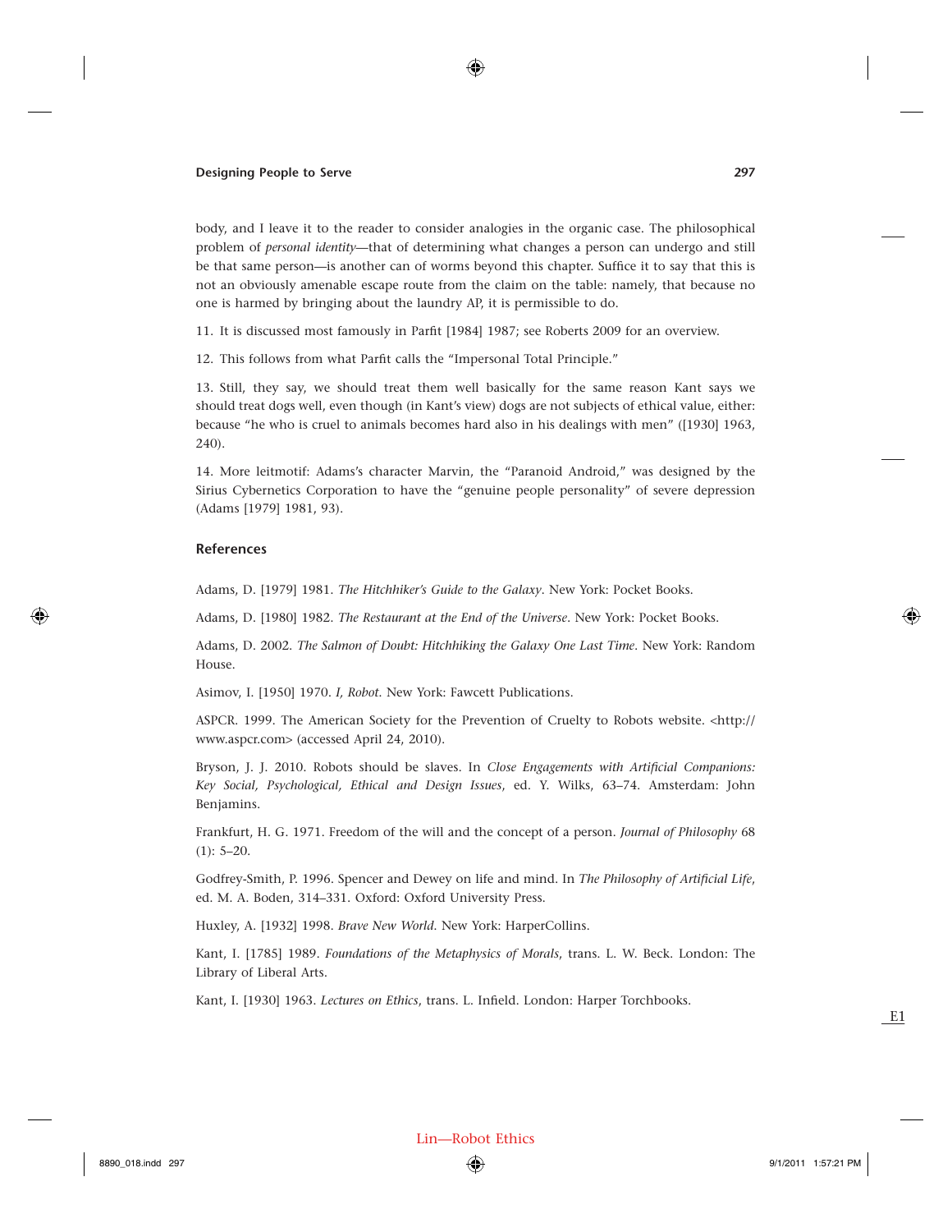body, and I leave it to the reader to consider analogies in the organic case. The philosophical problem of *personal identity*—that of determining what changes a person can undergo and still be that same person—is another can of worms beyond this chapter. Suffice it to say that this is not an obviously amenable escape route from the claim on the table: namely, that because no one is harmed by bringing about the laundry AP, it is permissible to do.

11. It is discussed most famously in Parfit [1984] 1987; see Roberts 2009 for an overview.

12. This follows from what Parfit calls the "Impersonal Total Principle."

13. Still, they say, we should treat them well basically for the same reason Kant says we should treat dogs well, even though (in Kant's view) dogs are not subjects of ethical value, either: because "he who is cruel to animals becomes hard also in his dealings with men" ([1930] 1963, 240).

14. More leitmotif: Adams's character Marvin, the "Paranoid Android," was designed by the Sirius Cybernetics Corporation to have the "genuine people personality" of severe depression (Adams [1979] 1981, 93).

## References

Adams, D. [1979] 1981. *The Hitchhiker's Guide to the Galaxy*. New York: Pocket Books.

Adams, D. [1980] 1982. *The Restaurant at the End of the Universe*. New York: Pocket Books.

Adams, D. 2002. *The Salmon of Doubt: Hitchhiking the Galaxy One Last Time*. New York: Random House.

Asimov, I. [1950] 1970. *I, Robot*. New York: Fawcett Publications.

ASPCR. 1999. The American Society for the Prevention of Cruelty to Robots website. <http://www.aspcr.com> (accessed April 24, 2010).

Bryson, J. J. 2010. Robots should be slaves. In *Close Engagements with Artificial Companions: Key Social, Psychological, Ethical and Design Issues*, ed. Y. Wilks, 63–74. Amsterdam: John Benjamins.

Frankfurt, H. G. 1971. Freedom of the will and the concept of a person. *Journal of Philosophy* 68 (1): 5–20.

Godfrey-Smith, P. 1996. Spencer and Dewey on life and mind. In *The Philosophy of Artificial Life*, ed. M. A. Boden, 314–331. Oxford: Oxford University Press.

Huxley, A. [1932] 1998. *Brave New World*. New York: HarperCollins.

Kant, I. [1785] 1989. *Foundations of the Metaphysics of Morals*, trans. L. W. Beck. London: The Library of Liberal Arts.

Kant, I. [1930] 1963. *Lectures on Ethics*, trans. L. Infield. London: Harper Torchbooks.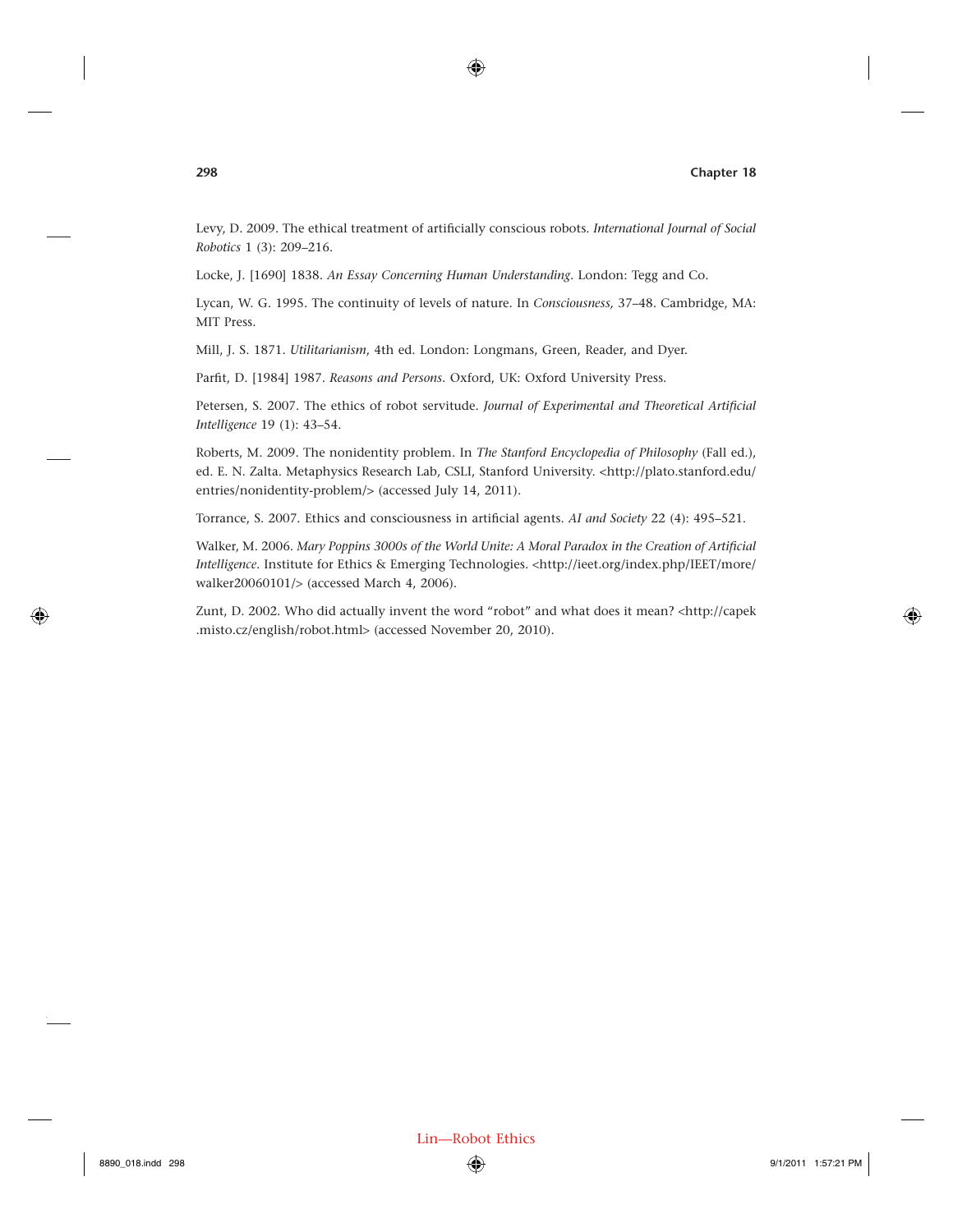Levy, D. 2009. The ethical treatment of artificially conscious robots. *International Journal of Social Robotics* 1 (3): 209–216.

Locke, J. [1690] 1838. *An Essay Concerning Human Understanding*. London: Tegg and Co.

Lycan, W. G. 1995. The continuity of levels of nature. In *Consciousness,* 37–48. Cambridge, MA: MIT Press.

Mill, J. S. 1871. *Utilitarianism*, 4th ed. London: Longmans, Green, Reader, and Dyer.

Parfit, D. [1984] 1987. *Reasons and Persons*. Oxford, UK: Oxford University Press.

Petersen, S. 2007. The ethics of robot servitude. *Journal of Experimental and Theoretical Artificial Intelligence* 19 (1): 43–54.

Roberts, M. 2009. The nonidentity problem. In *The Stanford Encyclopedia of Philosophy* (Fall ed.), ed. E. N. Zalta. Metaphysics Research Lab, CSLI, Stanford University. <http://plato.stanford.edu/entries/nonidentity-problem/> (accessed July 14, 2011).

Torrance, S. 2007. Ethics and consciousness in artificial agents. *AI and Society* 22 (4): 495–521.

Walker, M. 2006. *Mary Poppins 3000s of the World Unite: A Moral Paradox in the Creation of Artificial Intelligence*. Institute for Ethics & Emerging Technologies. <http://ieet.org/index.php/IEET/more/walker20060101/> (accessed March 4, 2006).

Zunt, D. 2002. Who did actually invent the word "robot" and what does it mean? <http://capek.misto.cz/english/robot.html> (accessed November 20, 2010).